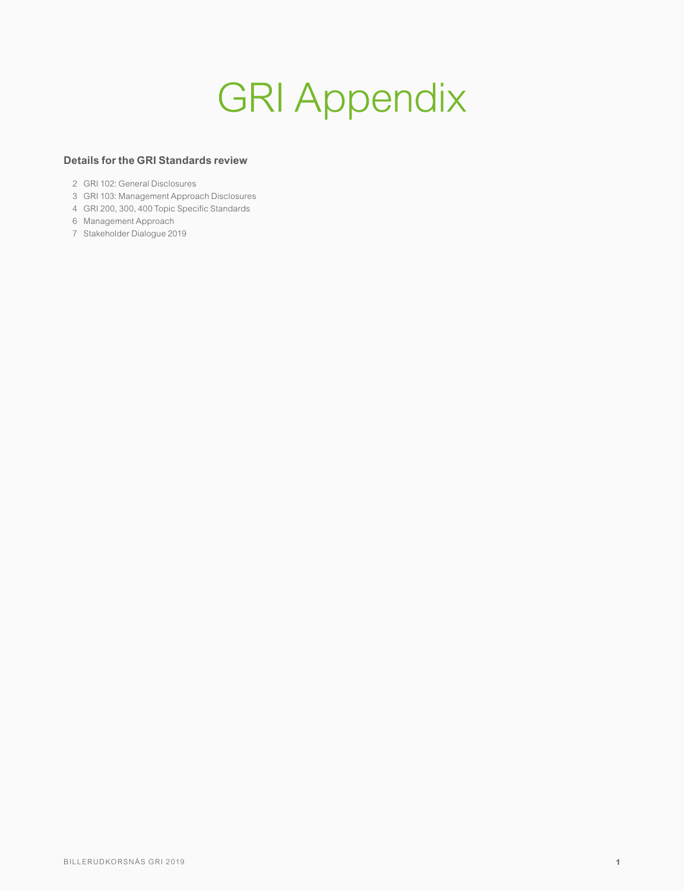# GRI Appendix

**Details for the GRI Standards review**

2 GRI 102: General Disclosures
3 GRI 103: Management Approach Disclosures
4 GRI 200, 300, 400 Topic Specific Standards
6 Management Approach
7 Stakeholder Dialogue 2019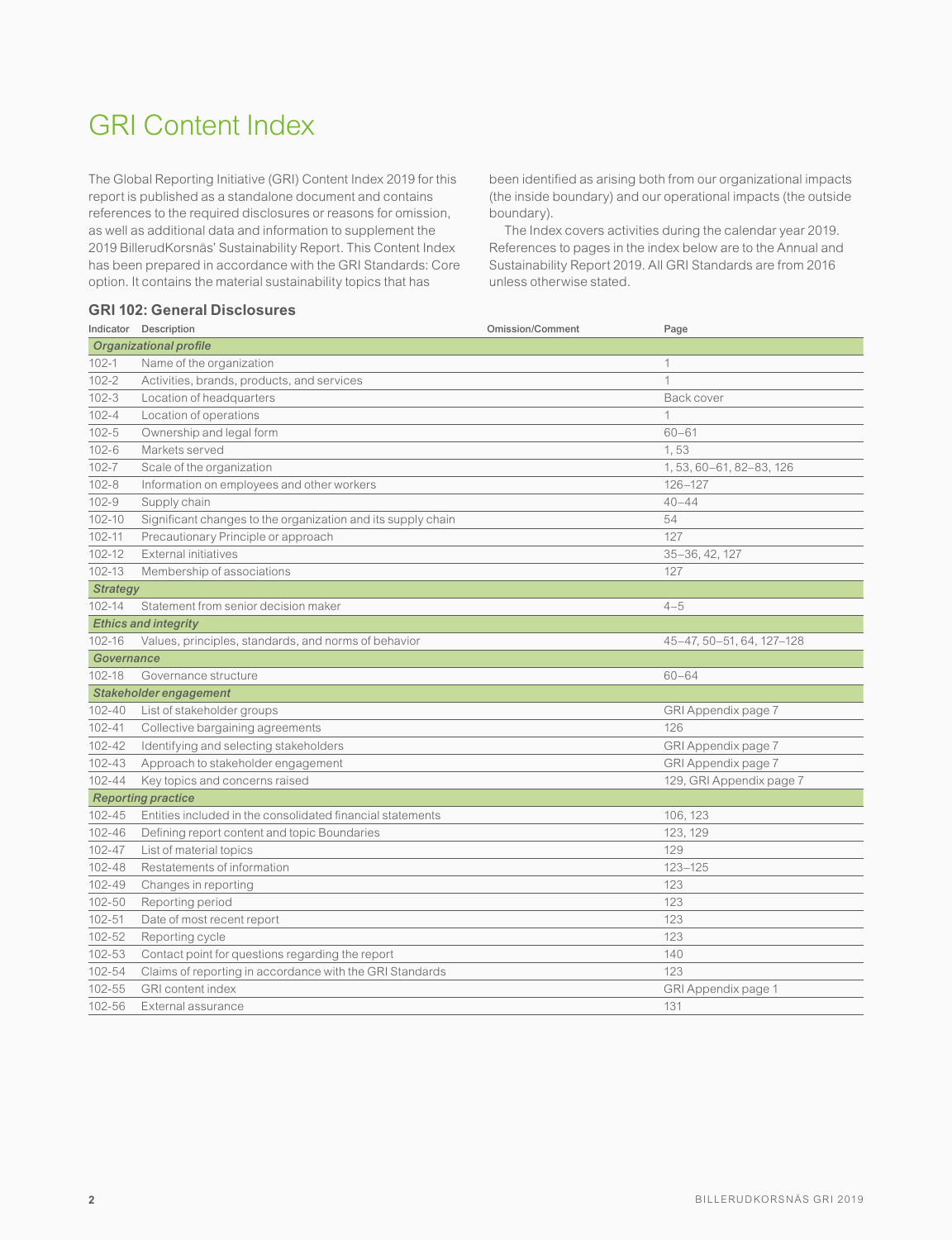# GRI Content Index

The Global Reporting Initiative (GRI) Content Index 2019 for this report is published as a standalone document and contains references to the required disclosures or reasons for omission, as well as additional data and information to supplement the 2019 BillerudKorsnäs' Sustainability Report. This Content Index has been prepared in accordance with the GRI Standards: Core option. It contains the material sustainability topics that has been identified as arising both from our organizational impacts (the inside boundary) and our operational impacts (the outside boundary).

The Index covers activities during the calendar year 2019. References to pages in the index below are to the Annual and Sustainability Report 2019. All GRI Standards are from 2016 unless otherwise stated.

## GRI 102: General Disclosures

| Indicator | Description | Omission/Comment | Page |
|---|---|---|---|
| ***Organizational profile*** | | | |
| 102-1 | Name of the organization | | 1 |
| 102-2 | Activities, brands, products, and services | | 1 |
| 102-3 | Location of headquarters | | Back cover |
| 102-4 | Location of operations | | 1 |
| 102-5 | Ownership and legal form | | 60–61 |
| 102-6 | Markets served | | 1, 53 |
| 102-7 | Scale of the organization | | 1, 53, 60–61, 82–83, 126 |
| 102-8 | Information on employees and other workers | | 126–127 |
| 102-9 | Supply chain | | 40–44 |
| 102-10 | Significant changes to the organization and its supply chain | | 54 |
| 102-11 | Precautionary Principle or approach | | 127 |
| 102-12 | External initiatives | | 35–36, 42, 127 |
| 102-13 | Membership of associations | | 127 |
| ***Strategy*** | | | |
| 102-14 | Statement from senior decision maker | | 4–5 |
| ***Ethics and integrity*** | | | |
| 102-16 | Values, principles, standards, and norms of behavior | | 45–47, 50–51, 64, 127–128 |
| ***Governance*** | | | |
| 102-18 | Governance structure | | 60–64 |
| ***Stakeholder engagement*** | | | |
| 102-40 | List of stakeholder groups | | GRI Appendix page 7 |
| 102-41 | Collective bargaining agreements | | 126 |
| 102-42 | Identifying and selecting stakeholders | | GRI Appendix page 7 |
| 102-43 | Approach to stakeholder engagement | | GRI Appendix page 7 |
| 102-44 | Key topics and concerns raised | | 129, GRI Appendix page 7 |
| ***Reporting practice*** | | | |
| 102-45 | Entities included in the consolidated financial statements | | 106, 123 |
| 102-46 | Defining report content and topic Boundaries | | 123, 129 |
| 102-47 | List of material topics | | 129 |
| 102-48 | Restatements of information | | 123–125 |
| 102-49 | Changes in reporting | | 123 |
| 102-50 | Reporting period | | 123 |
| 102-51 | Date of most recent report | | 123 |
| 102-52 | Reporting cycle | | 123 |
| 102-53 | Contact point for questions regarding the report | | 140 |
| 102-54 | Claims of reporting in accordance with the GRI Standards | | 123 |
| 102-55 | GRI content index | | GRI Appendix page 1 |
| 102-56 | External assurance | | 131 |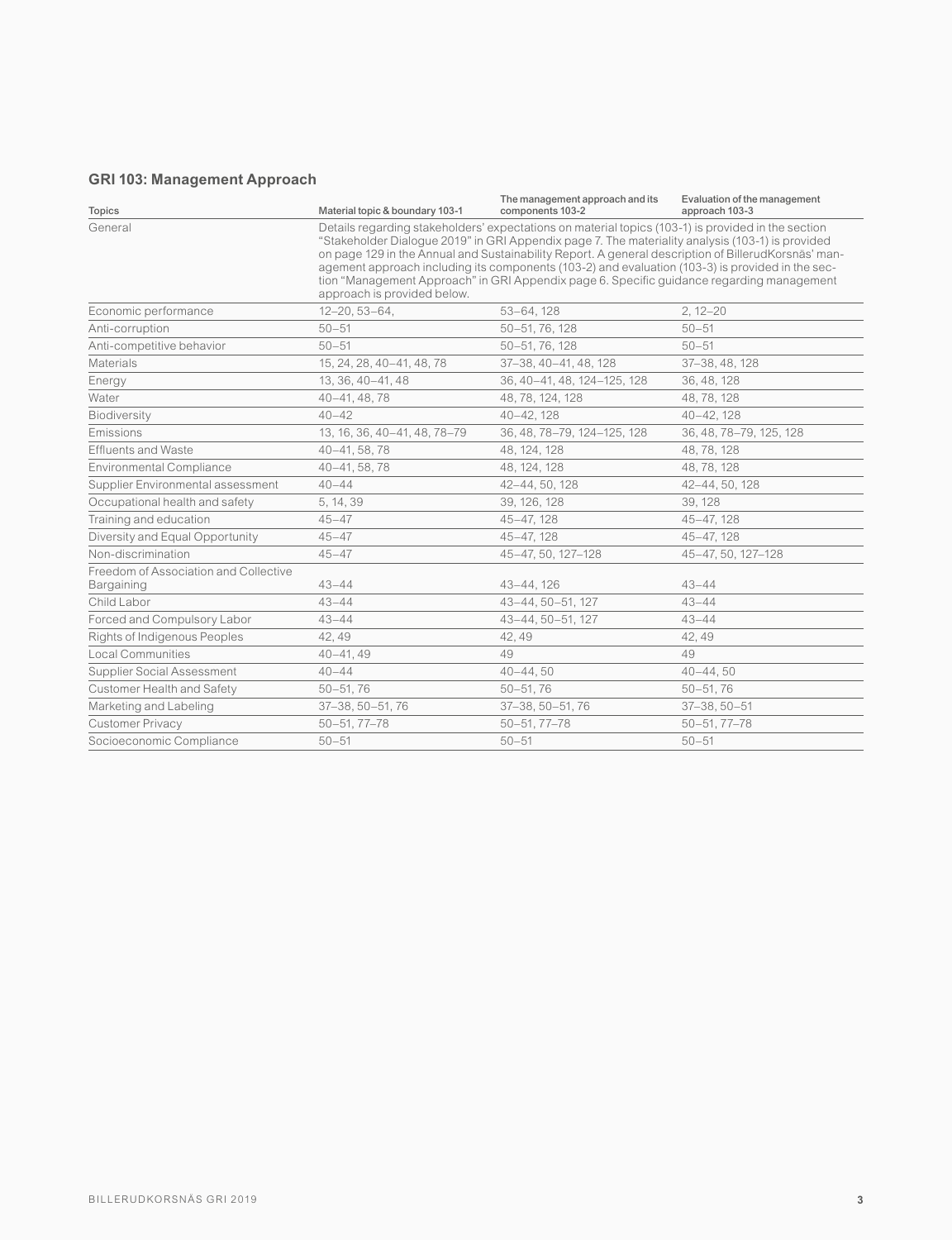## GRI 103: Management Approach

| Topics | Material topic & boundary 103-1 | The management approach and its components 103-2 | Evaluation of the management approach 103-3 |
|---|---|---|---|
| General | Details regarding stakeholders' expectations on material topics (103-1) is provided in the section "Stakeholder Dialogue 2019" in GRI Appendix page 7. The materiality analysis (103-1) is provided on page 129 in the Annual and Sustainability Report. A general description of BillerudKorsnäs' management approach including its components (103-2) and evaluation (103-3) is provided in the section "Management Approach" in GRI Appendix page 6. Specific guidance regarding management approach is provided below. | | |
| Economic performance | 12–20, 53–64, | 53–64, 128 | 2, 12–20 |
| Anti-corruption | 50–51 | 50–51, 76, 128 | 50–51 |
| Anti-competitive behavior | 50–51 | 50–51, 76, 128 | 50–51 |
| Materials | 15, 24, 28, 40–41, 48, 78 | 37–38, 40–41, 48, 128 | 37–38, 48, 128 |
| Energy | 13, 36, 40–41, 48 | 36, 40–41, 48, 124–125, 128 | 36, 48, 128 |
| Water | 40–41, 48, 78 | 48, 78, 124, 128 | 48, 78, 128 |
| Biodiversity | 40–42 | 40–42, 128 | 40–42, 128 |
| Emissions | 13, 16, 36, 40–41, 48, 78–79 | 36, 48, 78–79, 124–125, 128 | 36, 48, 78–79, 125, 128 |
| Effluents and Waste | 40–41, 58, 78 | 48, 124, 128 | 48, 78, 128 |
| Environmental Compliance | 40–41, 58, 78 | 48, 124, 128 | 48, 78, 128 |
| Supplier Environmental assessment | 40–44 | 42–44, 50, 128 | 42–44, 50, 128 |
| Occupational health and safety | 5, 14, 39 | 39, 126, 128 | 39, 128 |
| Training and education | 45–47 | 45–47, 128 | 45–47, 128 |
| Diversity and Equal Opportunity | 45–47 | 45–47, 128 | 45–47, 128 |
| Non-discrimination | 45–47 | 45–47, 50, 127–128 | 45–47, 50, 127–128 |
| Freedom of Association and Collective Bargaining | 43–44 | 43–44, 126 | 43–44 |
| Child Labor | 43–44 | 43–44, 50–51, 127 | 43–44 |
| Forced and Compulsory Labor | 43–44 | 43–44, 50–51, 127 | 43–44 |
| Rights of Indigenous Peoples | 42, 49 | 42, 49 | 42, 49 |
| Local Communities | 40–41, 49 | 49 | 49 |
| Supplier Social Assessment | 40–44 | 40–44, 50 | 40–44, 50 |
| Customer Health and Safety | 50–51, 76 | 50–51, 76 | 50–51, 76 |
| Marketing and Labeling | 37–38, 50–51, 76 | 37–38, 50–51, 76 | 37–38, 50–51 |
| Customer Privacy | 50–51, 77–78 | 50–51, 77–78 | 50–51, 77–78 |
| Socioeconomic Compliance | 50–51 | 50–51 | 50–51 |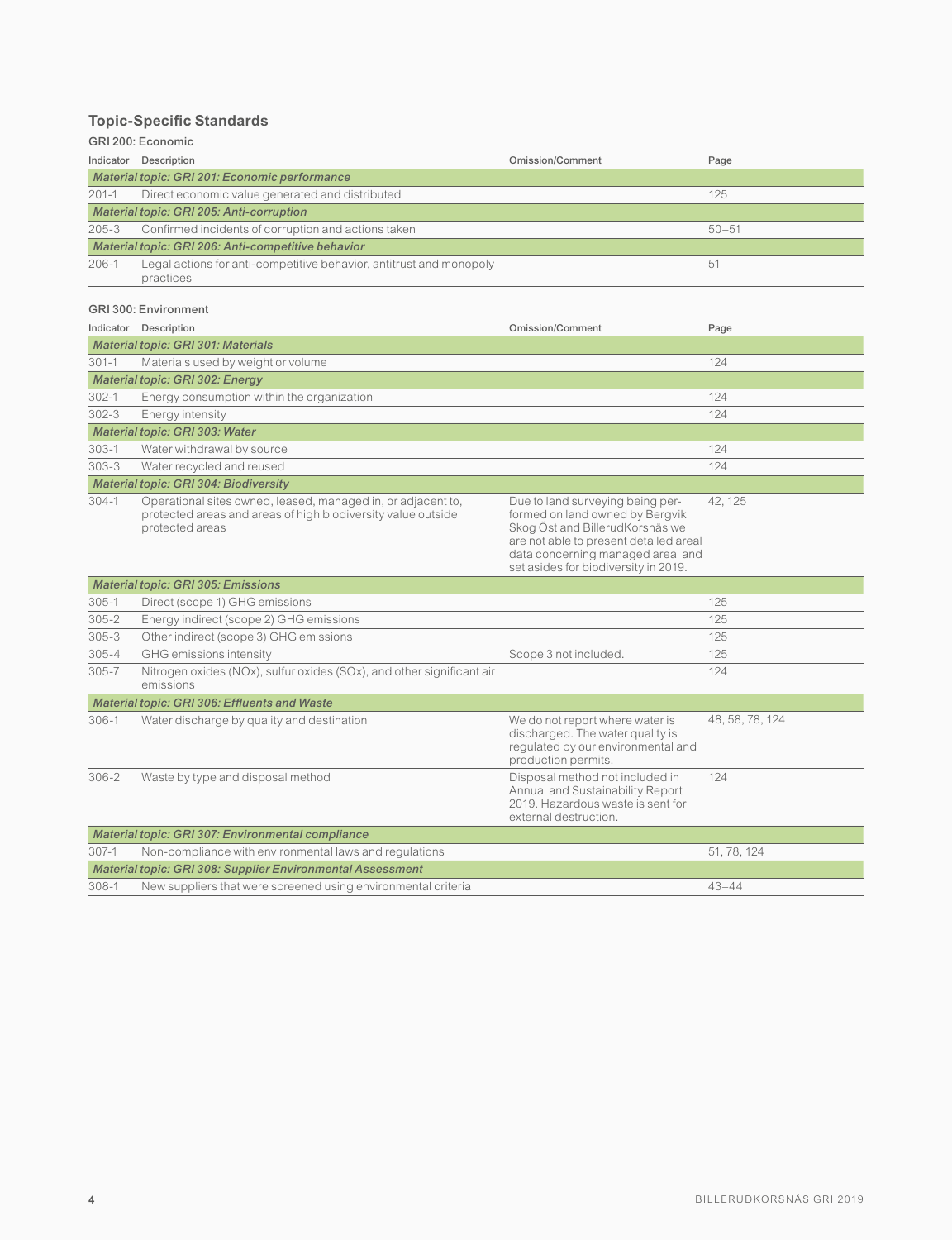## Topic-Specific Standards

### GRI 200: Economic

| Indicator | Description | Omission/Comment | Page |
|---|---|---|---|
| ***Material topic: GRI 201: Economic performance*** | | | |
| 201-1 | Direct economic value generated and distributed | | 125 |
| ***Material topic: GRI 205: Anti-corruption*** | | | |
| 205-3 | Confirmed incidents of corruption and actions taken | | 50–51 |
| ***Material topic: GRI 206: Anti-competitive behavior*** | | | |
| 206-1 | Legal actions for anti-competitive behavior, antitrust and monopoly practices | | 51 |

### GRI 300: Environment

| Indicator | Description | Omission/Comment | Page |
|---|---|---|---|
| ***Material topic: GRI 301: Materials*** | | | |
| 301-1 | Materials used by weight or volume | | 124 |
| ***Material topic: GRI 302: Energy*** | | | |
| 302-1 | Energy consumption within the organization | | 124 |
| 302-3 | Energy intensity | | 124 |
| ***Material topic: GRI 303: Water*** | | | |
| 303-1 | Water withdrawal by source | | 124 |
| 303-3 | Water recycled and reused | | 124 |
| ***Material topic: GRI 304: Biodiversity*** | | | |
| 304-1 | Operational sites owned, leased, managed in, or adjacent to, protected areas and areas of high biodiversity value outside protected areas | Due to land surveying being performed on land owned by Bergvik Skog Öst and BillerudKorsnäs we are not able to present detailed areal data concerning managed areal and set asides for biodiversity in 2019. | 42, 125 |
| ***Material topic: GRI 305: Emissions*** | | | |
| 305-1 | Direct (scope 1) GHG emissions | | 125 |
| 305-2 | Energy indirect (scope 2) GHG emissions | | 125 |
| 305-3 | Other indirect (scope 3) GHG emissions | | 125 |
| 305-4 | GHG emissions intensity | Scope 3 not included. | 125 |
| 305-7 | Nitrogen oxides (NOx), sulfur oxides (SOx), and other significant air emissions | | 124 |
| ***Material topic: GRI 306: Effluents and Waste*** | | | |
| 306-1 | Water discharge by quality and destination | We do not report where water is discharged. The water quality is regulated by our environmental and production permits. | 48, 58, 78, 124 |
| 306-2 | Waste by type and disposal method | Disposal method not included in Annual and Sustainability Report 2019. Hazardous waste is sent for external destruction. | 124 |
| ***Material topic: GRI 307: Environmental compliance*** | | | |
| 307-1 | Non-compliance with environmental laws and regulations | | 51, 78, 124 |
| ***Material topic: GRI 308: Supplier Environmental Assessment*** | | | |
| 308-1 | New suppliers that were screened using environmental criteria | | 43–44 |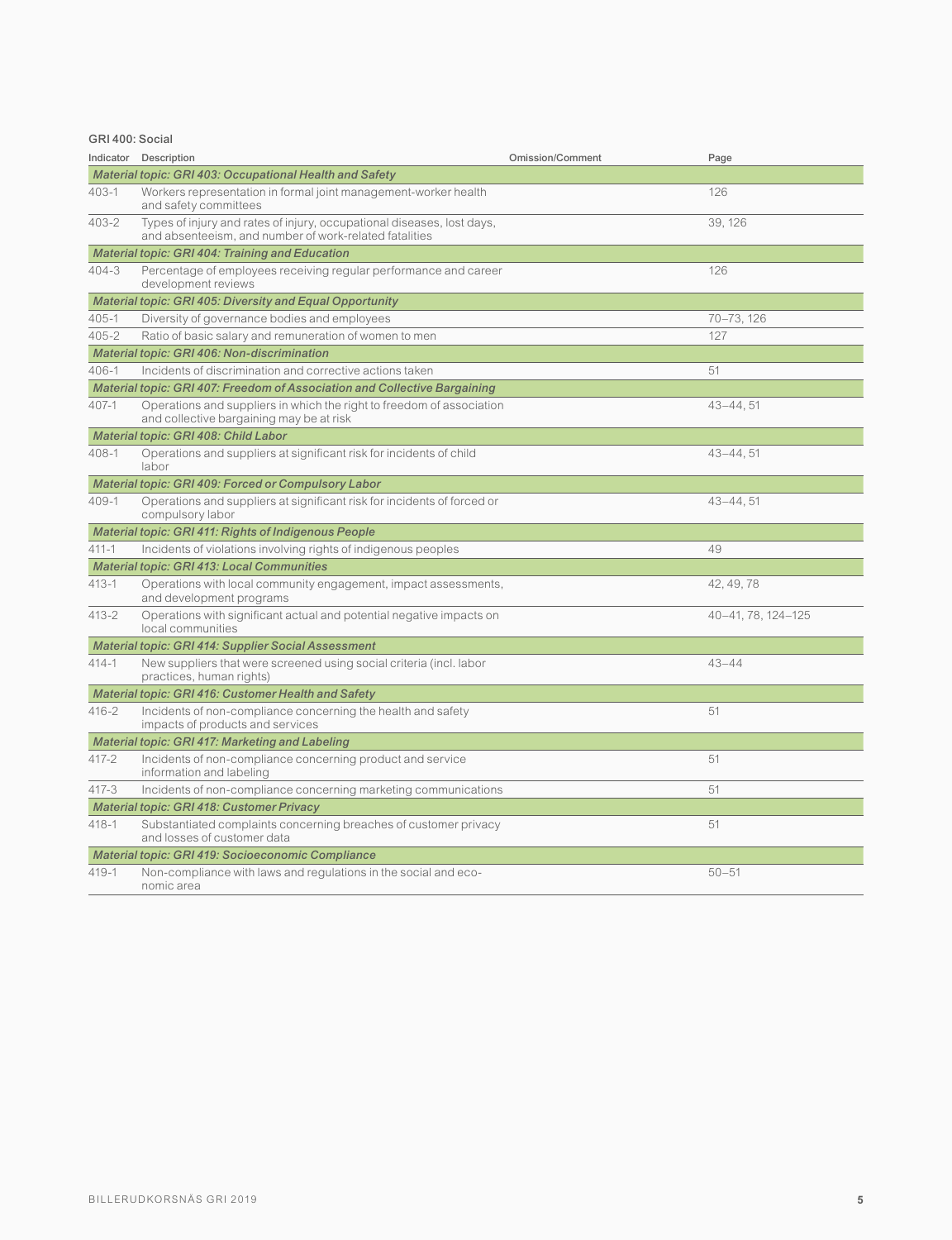### GRI 400: Social

| Indicator | Description | Omission/Comment | Page |
|---|---|---|---|
| ***Material topic: GRI 403: Occupational Health and Safety*** | | | |
| 403-1 | Workers representation in formal joint management-worker health and safety committees | | 126 |
| 403-2 | Types of injury and rates of injury, occupational diseases, lost days, and absenteeism, and number of work-related fatalities | | 39, 126 |
| ***Material topic: GRI 404: Training and Education*** | | | |
| 404-3 | Percentage of employees receiving regular performance and career development reviews | | 126 |
| ***Material topic: GRI 405: Diversity and Equal Opportunity*** | | | |
| 405-1 | Diversity of governance bodies and employees | | 70–73, 126 |
| 405-2 | Ratio of basic salary and remuneration of women to men | | 127 |
| ***Material topic: GRI 406: Non-discrimination*** | | | |
| 406-1 | Incidents of discrimination and corrective actions taken | | 51 |
| ***Material topic: GRI 407: Freedom of Association and Collective Bargaining*** | | | |
| 407-1 | Operations and suppliers in which the right to freedom of association and collective bargaining may be at risk | | 43–44, 51 |
| ***Material topic: GRI 408: Child Labor*** | | | |
| 408-1 | Operations and suppliers at significant risk for incidents of child labor | | 43–44, 51 |
| ***Material topic: GRI 409: Forced or Compulsory Labor*** | | | |
| 409-1 | Operations and suppliers at significant risk for incidents of forced or compulsory labor | | 43–44, 51 |
| ***Material topic: GRI 411: Rights of Indigenous People*** | | | |
| 411-1 | Incidents of violations involving rights of indigenous peoples | | 49 |
| ***Material topic: GRI 413: Local Communities*** | | | |
| 413-1 | Operations with local community engagement, impact assessments, and development programs | | 42, 49, 78 |
| 413-2 | Operations with significant actual and potential negative impacts on local communities | | 40–41, 78, 124–125 |
| ***Material topic: GRI 414: Supplier Social Assessment*** | | | |
| 414-1 | New suppliers that were screened using social criteria (incl. labor practices, human rights) | | 43–44 |
| ***Material topic: GRI 416: Customer Health and Safety*** | | | |
| 416-2 | Incidents of non-compliance concerning the health and safety impacts of products and services | | 51 |
| ***Material topic: GRI 417: Marketing and Labeling*** | | | |
| 417-2 | Incidents of non-compliance concerning product and service information and labeling | | 51 |
| 417-3 | Incidents of non-compliance concerning marketing communications | | 51 |
| ***Material topic: GRI 418: Customer Privacy*** | | | |
| 418-1 | Substantiated complaints concerning breaches of customer privacy and losses of customer data | | 51 |
| ***Material topic: GRI 419: Socioeconomic Compliance*** | | | |
| 419-1 | Non-compliance with laws and regulations in the social and economic area | | 50–51 |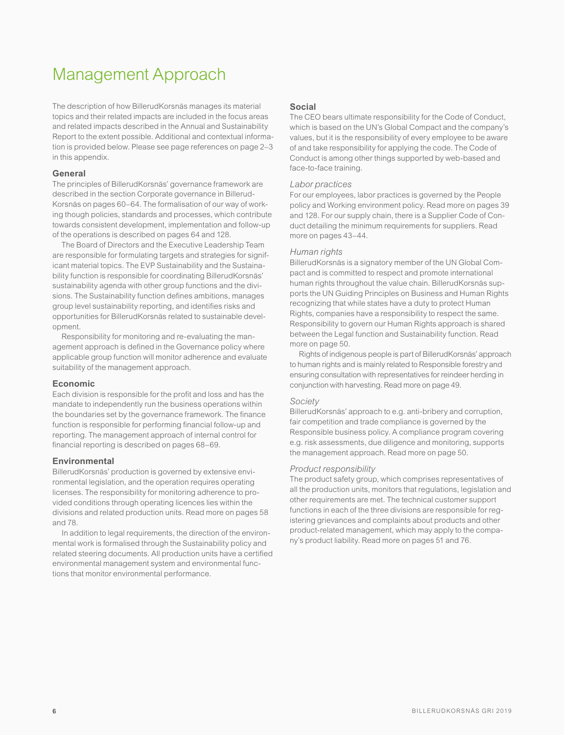# Management Approach

The description of how BillerudKorsnäs manages its material topics and their related impacts are included in the focus areas and related impacts described in the Annual and Sustainability Report to the extent possible. Additional and contextual information is provided below. Please see page references on page 2–3 in this appendix.

## General

The principles of BillerudKorsnäs' governance framework are described in the section Corporate governance in BillerudKorsnäs on pages 60–64. The formalisation of our way of working though policies, standards and processes, which contribute towards consistent development, implementation and follow-up of the operations is described on pages 64 and 128.

The Board of Directors and the Executive Leadership Team are responsible for formulating targets and strategies for significant material topics. The EVP Sustainability and the Sustainability function is responsible for coordinating BillerudKorsnäs' sustainability agenda with other group functions and the divisions. The Sustainability function defines ambitions, manages group level sustainability reporting, and identifies risks and opportunities for BillerudKorsnäs related to sustainable development.

Responsibility for monitoring and re-evaluating the management approach is defined in the Governance policy where applicable group function will monitor adherence and evaluate suitability of the management approach.

## Economic

Each division is responsible for the profit and loss and has the mandate to independently run the business operations within the boundaries set by the governance framework. The finance function is responsible for performing financial follow-up and reporting. The management approach of internal control for financial reporting is described on pages 68–69.

## Environmental

BillerudKorsnäs' production is governed by extensive environmental legislation, and the operation requires operating licenses. The responsibility for monitoring adherence to provided conditions through operating licences lies within the divisions and related production units. Read more on pages 58 and 78.

In addition to legal requirements, the direction of the environmental work is formalised through the Sustainability policy and related steering documents. All production units have a certified environmental management system and environmental functions that monitor environmental performance.

## Social

The CEO bears ultimate responsibility for the Code of Conduct, which is based on the UN's Global Compact and the company's values, but it is the responsibility of every employee to be aware of and take responsibility for applying the code. The Code of Conduct is among other things supported by web-based and face-to-face training.

### *Labor practices*

For our employees, labor practices is governed by the People policy and Working environment policy. Read more on pages 39 and 128. For our supply chain, there is a Supplier Code of Conduct detailing the minimum requirements for suppliers. Read more on pages 43–44.

### *Human rights*

BillerudKorsnäs is a signatory member of the UN Global Compact and is committed to respect and promote international human rights throughout the value chain. BillerudKorsnäs supports the UN Guiding Principles on Business and Human Rights recognizing that while states have a duty to protect Human Rights, companies have a responsibility to respect the same. Responsibility to govern our Human Rights approach is shared between the Legal function and Sustainability function. Read more on page 50.

Rights of indigenous people is part of BillerudKorsnäs' approach to human rights and is mainly related to Responsible forestry and ensuring consultation with representatives for reindeer herding in conjunction with harvesting. Read more on page 49.

### *Society*

BillerudKorsnäs' approach to e.g. anti-bribery and corruption, fair competition and trade compliance is governed by the Responsible business policy. A compliance program covering e.g. risk assessments, due diligence and monitoring, supports the management approach. Read more on page 50.

### *Product responsibility*

The product safety group, which comprises representatives of all the production units, monitors that regulations, legislation and other requirements are met. The technical customer support functions in each of the three divisions are responsible for registering grievances and complaints about products and other product-related management, which may apply to the company's product liability. Read more on pages 51 and 76.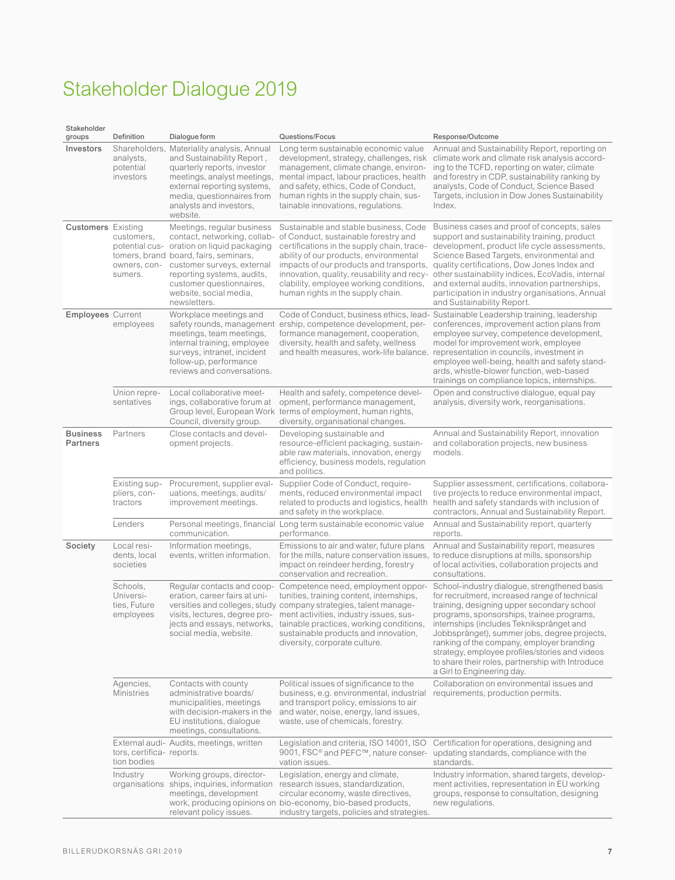# Stakeholder Dialogue 2019

| Stakeholder groups | Definition | Dialogue form | Questions/Focus | Response/Outcome |
|---|---|---|---|---|
| **Investors** | Shareholders, analysts, potential investors | Materiality analysis, Annual and Sustainability Report , quarterly reports, investor meetings, analyst meetings, external reporting systems, media, questionnaires from analysts and investors, website. | Long term sustainable economic value development, strategy, challenges, risk management, climate change, environmental impact, labour practices, health and safety, ethics, Code of Conduct, human rights in the supply chain, sustainable innovations, regulations. | Annual and Sustainability Report, reporting on climate work and climate risk analysis according to the TCFD, reporting on water, climate and forestry in CDP, sustainability ranking by analysts, Code of Conduct, Science Based Targets, inclusion in Dow Jones Sustainability Index. |
| **Customers** | Existing customers, potential customers, brand owners, consumers. | Meetings, regular business contact, networking, collaboration on liquid packaging board, fairs, seminars, customer surveys, external reporting systems, audits, customer questionnaires, website, social media, newsletters. | Sustainable and stable business, Code of Conduct, sustainable forestry and certifications in the supply chain, traceability of our products, environmental impacts of our products and transports, innovation, quality, reusability and recyclability, employee working conditions, human rights in the supply chain. | Business cases and proof of concepts, sales support and sustainability training, product development, product life cycle assessments, Science Based Targets, environmental and quality certifications, Dow Jones Index and other sustainability indices, EcoVadis, internal and external audits, innovation partnerships, participation in industry organisations, Annual and Sustainability Report. |
| **Employees** | Current employees | Workplace meetings and safety rounds, management meetings, team meetings, internal training, employee surveys, intranet, incident follow-up, performance reviews and conversations. | Code of Conduct, business ethics, leadership, competence development, performance management, cooperation, diversity, health and safety, wellness and health measures, work-life balance. | Sustainable Leadership training, leadership conferences, improvement action plans from employee survey, competence development, model for improvement work, employee representation in councils, investment in employee well-being, health and safety standards, whistle-blower function, web-based trainings on compliance topics, internships. |
| | Union representatives | Local collaborative meetings, collaborative forum at Group level, European Work Council, diversity group. | Health and safety, competence development, performance management, terms of employment, human rights, diversity, organisational changes. | Open and constructive dialogue, equal pay analysis, diversity work, reorganisations. |
| **Business Partners** | Partners | Close contacts and development projects. | Developing sustainable and resource-efficient packaging, sustainable raw materials, innovation, energy efficiency, business models, regulation and politics. | Annual and Sustainability Report, innovation and collaboration projects, new business models. |
| | Existing suppliers, contractors | Procurement, supplier evaluations, meetings, audits/ improvement meetings. | Supplier Code of Conduct, requirements, reduced environmental impact related to products and logistics, health and safety in the workplace. | Supplier assessment, certifications, collaborative projects to reduce environmental impact, health and safety standards with inclusion of contractors, Annual and Sustainability Report. |
| | Lenders | Personal meetings, financial communication. | Long term sustainable economic value performance. | Annual and Sustainability report, quarterly reports. |
| **Society** | Local residents, local societies | Information meetings, events, written information. | Emissions to air and water, future plans for the mills, nature conservation issues, impact on reindeer herding, forestry conservation and recreation. | Annual and Sustainability report, measures to reduce disruptions at mills, sponsorship of local activities, collaboration projects and consultations. |
| | Schools, Universities, Future employees | Regular contacts and cooperation, career fairs at universities and colleges, study visits, lectures, degree projects and essays, networks, social media, website. | Competence need, employment opportunities, training content, internships, company strategies, talent management activities, industry issues, sustainable practices, working conditions, sustainable products and innovation, diversity, corporate culture. | School-industry dialogue, strengthened basis for recruitment, increased range of technical training, designing upper secondary school programs, sponsorships, trainee programs, internships (includes Tekniksprånget and Jobbsprånget), summer jobs, degree projects, ranking of the company, employer branding strategy, employee profiles/stories and videos to share their roles, partnership with Introduce a Girl to Engineering day. |
| | Agencies, Ministries | Contacts with county administrative boards/ municipalities, meetings with decision-makers in the EU institutions, dialogue meetings, consultations. | Political issues of significance to the business, e.g. environmental, industrial and transport policy, emissions to air and water, noise, energy, land issues, waste, use of chemicals, forestry. | Collaboration on environmental issues and requirements, production permits. |
| | External auditors, certification bodies | Audits, meetings, written reports. | Legislation and criteria, ISO 14001, ISO 9001, FSC® and PEFC™, nature conservation issues. | Certification for operations, designing and updating standards, compliance with the standards. |
| | Industry organisations | Working groups, directorships, inquiries, information meetings, development work, producing opinions on relevant policy issues. | Legislation, energy and climate, research issues, standardization, circular economy, waste directives, bio-economy, bio-based products, industry targets, policies and strategies. | Industry information, shared targets, development activities, representation in EU working groups, response to consultation, designing new regulations. |